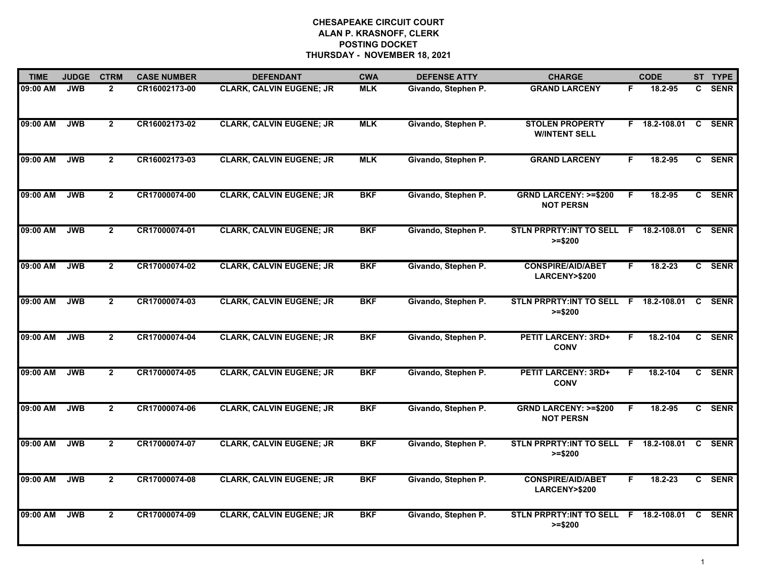# CHESAPEAKE CIRCUIT COURT
## ALAN P. KRASNOFF, CLERK
## POSTING DOCKET
## THURSDAY - NOVEMBER 18, 2021

| TIME | JUDGE | CTRM | CASE NUMBER | DEFENDANT | CWA | DEFENSE ATTY | CHARGE | | CODE | ST | TYPE |
|---|---|---|---|---|---|---|---|---|---|---|---|
| 09:00 AM | JWB | 2 | CR16002173-00 | CLARK, CALVIN EUGENE; JR | MLK | Givando, Stephen P. | GRAND LARCENY | F | 18.2-95 | C | SENR |
| 09:00 AM | JWB | 2 | CR16002173-02 | CLARK, CALVIN EUGENE; JR | MLK | Givando, Stephen P. | STOLEN PROPERTY W/INTENT SELL | F | 18.2-108.01 | C | SENR |
| 09:00 AM | JWB | 2 | CR16002173-03 | CLARK, CALVIN EUGENE; JR | MLK | Givando, Stephen P. | GRAND LARCENY | F | 18.2-95 | C | SENR |
| 09:00 AM | JWB | 2 | CR17000074-00 | CLARK, CALVIN EUGENE; JR | BKF | Givando, Stephen P. | GRND LARCENY: >=$200 NOT PERSN | F | 18.2-95 | C | SENR |
| 09:00 AM | JWB | 2 | CR17000074-01 | CLARK, CALVIN EUGENE; JR | BKF | Givando, Stephen P. | STLN PRPRTY:INT TO SELL >=$200 | F | 18.2-108.01 | C | SENR |
| 09:00 AM | JWB | 2 | CR17000074-02 | CLARK, CALVIN EUGENE; JR | BKF | Givando, Stephen P. | CONSPIRE/AID/ABET LARCENY>$200 | F | 18.2-23 | C | SENR |
| 09:00 AM | JWB | 2 | CR17000074-03 | CLARK, CALVIN EUGENE; JR | BKF | Givando, Stephen P. | STLN PRPRTY:INT TO SELL >=$200 | F | 18.2-108.01 | C | SENR |
| 09:00 AM | JWB | 2 | CR17000074-04 | CLARK, CALVIN EUGENE; JR | BKF | Givando, Stephen P. | PETIT LARCENY: 3RD+ CONV | F | 18.2-104 | C | SENR |
| 09:00 AM | JWB | 2 | CR17000074-05 | CLARK, CALVIN EUGENE; JR | BKF | Givando, Stephen P. | PETIT LARCENY: 3RD+ CONV | F | 18.2-104 | C | SENR |
| 09:00 AM | JWB | 2 | CR17000074-06 | CLARK, CALVIN EUGENE; JR | BKF | Givando, Stephen P. | GRND LARCENY: >=$200 NOT PERSN | F | 18.2-95 | C | SENR |
| 09:00 AM | JWB | 2 | CR17000074-07 | CLARK, CALVIN EUGENE; JR | BKF | Givando, Stephen P. | STLN PRPRTY:INT TO SELL >=$200 | F | 18.2-108.01 | C | SENR |
| 09:00 AM | JWB | 2 | CR17000074-08 | CLARK, CALVIN EUGENE; JR | BKF | Givando, Stephen P. | CONSPIRE/AID/ABET LARCENY>$200 | F | 18.2-23 | C | SENR |
| 09:00 AM | JWB | 2 | CR17000074-09 | CLARK, CALVIN EUGENE; JR | BKF | Givando, Stephen P. | STLN PRPRTY:INT TO SELL >=$200 | F | 18.2-108.01 | C | SENR |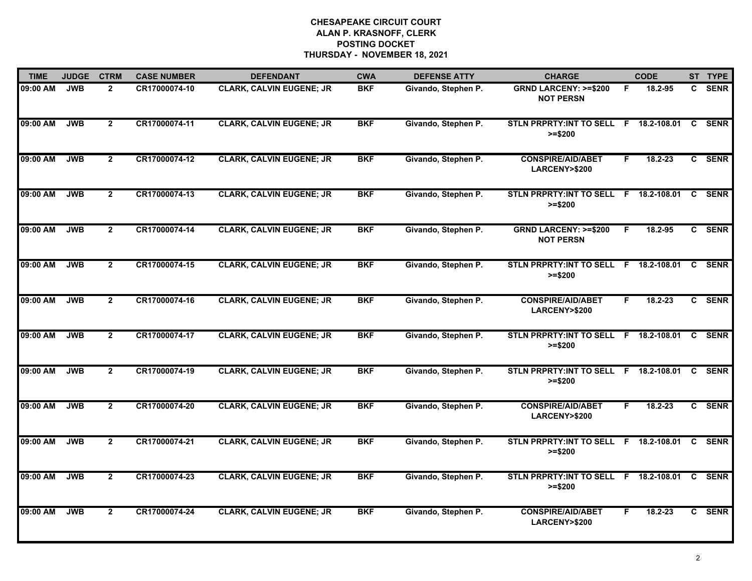**CHESAPEAKE CIRCUIT COURT**
**ALAN P. KRASNOFF, CLERK**
**POSTING DOCKET**
**THURSDAY - NOVEMBER 18, 2021**

| TIME | JUDGE | CTRM | CASE NUMBER | DEFENDANT | CWA | DEFENSE ATTY | CHARGE | | CODE | ST | TYPE |
|---|---|---|---|---|---|---|---|---|---|---|---|
| 09:00 AM | JWB | 2 | CR17000074-10 | CLARK, CALVIN EUGENE; JR | BKF | Givando, Stephen P. | GRND LARCENY: >=$200 NOT PERSN | F | 18.2-95 | C | SENR |
| 09:00 AM | JWB | 2 | CR17000074-11 | CLARK, CALVIN EUGENE; JR | BKF | Givando, Stephen P. | STLN PRPRTY:INT TO SELL >=$200 | F | 18.2-108.01 | C | SENR |
| 09:00 AM | JWB | 2 | CR17000074-12 | CLARK, CALVIN EUGENE; JR | BKF | Givando, Stephen P. | CONSPIRE/AID/ABET LARCENY>$200 | F | 18.2-23 | C | SENR |
| 09:00 AM | JWB | 2 | CR17000074-13 | CLARK, CALVIN EUGENE; JR | BKF | Givando, Stephen P. | STLN PRPRTY:INT TO SELL >=$200 | F | 18.2-108.01 | C | SENR |
| 09:00 AM | JWB | 2 | CR17000074-14 | CLARK, CALVIN EUGENE; JR | BKF | Givando, Stephen P. | GRND LARCENY: >=$200 NOT PERSN | F | 18.2-95 | C | SENR |
| 09:00 AM | JWB | 2 | CR17000074-15 | CLARK, CALVIN EUGENE; JR | BKF | Givando, Stephen P. | STLN PRPRTY:INT TO SELL >=$200 | F | 18.2-108.01 | C | SENR |
| 09:00 AM | JWB | 2 | CR17000074-16 | CLARK, CALVIN EUGENE; JR | BKF | Givando, Stephen P. | CONSPIRE/AID/ABET LARCENY>$200 | F | 18.2-23 | C | SENR |
| 09:00 AM | JWB | 2 | CR17000074-17 | CLARK, CALVIN EUGENE; JR | BKF | Givando, Stephen P. | STLN PRPRTY:INT TO SELL >=$200 | F | 18.2-108.01 | C | SENR |
| 09:00 AM | JWB | 2 | CR17000074-19 | CLARK, CALVIN EUGENE; JR | BKF | Givando, Stephen P. | STLN PRPRTY:INT TO SELL >=$200 | F | 18.2-108.01 | C | SENR |
| 09:00 AM | JWB | 2 | CR17000074-20 | CLARK, CALVIN EUGENE; JR | BKF | Givando, Stephen P. | CONSPIRE/AID/ABET LARCENY>$200 | F | 18.2-23 | C | SENR |
| 09:00 AM | JWB | 2 | CR17000074-21 | CLARK, CALVIN EUGENE; JR | BKF | Givando, Stephen P. | STLN PRPRTY:INT TO SELL >=$200 | F | 18.2-108.01 | C | SENR |
| 09:00 AM | JWB | 2 | CR17000074-23 | CLARK, CALVIN EUGENE; JR | BKF | Givando, Stephen P. | STLN PRPRTY:INT TO SELL >=$200 | F | 18.2-108.01 | C | SENR |
| 09:00 AM | JWB | 2 | CR17000074-24 | CLARK, CALVIN EUGENE; JR | BKF | Givando, Stephen P. | CONSPIRE/AID/ABET LARCENY>$200 | F | 18.2-23 | C | SENR |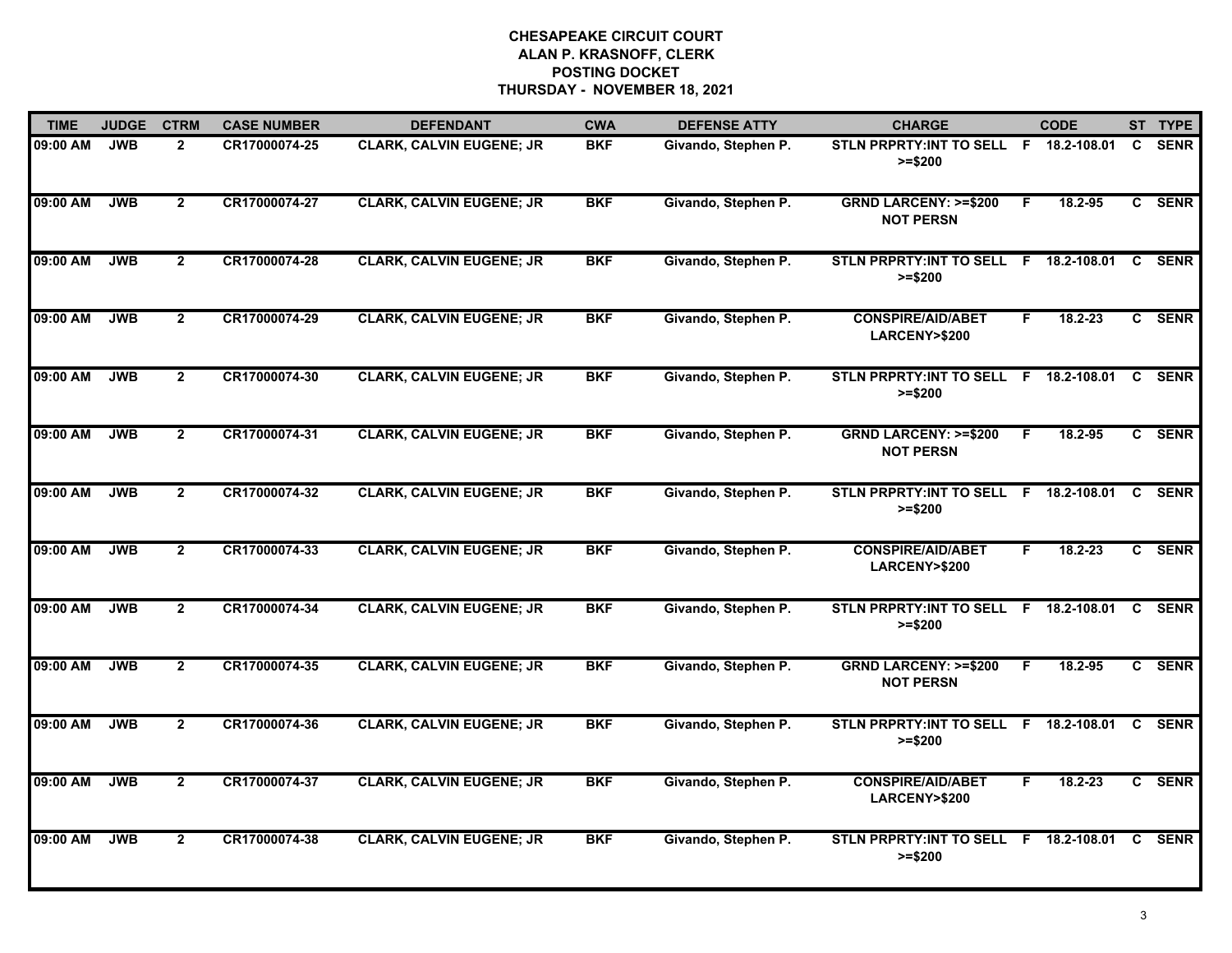**CHESAPEAKE CIRCUIT COURT**
**ALAN P. KRASNOFF, CLERK**
**POSTING DOCKET**
**THURSDAY - NOVEMBER 18, 2021**

| TIME | JUDGE | CTRM | CASE NUMBER | DEFENDANT | CWA | DEFENSE ATTY | CHARGE | | CODE | ST | TYPE |
|---|---|---|---|---|---|---|---|---|---|---|---|
| 09:00 AM | JWB | 2 | CR17000074-25 | CLARK, CALVIN EUGENE; JR | BKF | Givando, Stephen P. | STLN PRPRTY:INT TO SELL >=$200 | F | 18.2-108.01 | C | SENR |
| 09:00 AM | JWB | 2 | CR17000074-27 | CLARK, CALVIN EUGENE; JR | BKF | Givando, Stephen P. | GRND LARCENY: >=$200 NOT PERSN | F | 18.2-95 | C | SENR |
| 09:00 AM | JWB | 2 | CR17000074-28 | CLARK, CALVIN EUGENE; JR | BKF | Givando, Stephen P. | STLN PRPRTY:INT TO SELL >=$200 | F | 18.2-108.01 | C | SENR |
| 09:00 AM | JWB | 2 | CR17000074-29 | CLARK, CALVIN EUGENE; JR | BKF | Givando, Stephen P. | CONSPIRE/AID/ABET LARCENY>$200 | F | 18.2-23 | C | SENR |
| 09:00 AM | JWB | 2 | CR17000074-30 | CLARK, CALVIN EUGENE; JR | BKF | Givando, Stephen P. | STLN PRPRTY:INT TO SELL >=$200 | F | 18.2-108.01 | C | SENR |
| 09:00 AM | JWB | 2 | CR17000074-31 | CLARK, CALVIN EUGENE; JR | BKF | Givando, Stephen P. | GRND LARCENY: >=$200 NOT PERSN | F | 18.2-95 | C | SENR |
| 09:00 AM | JWB | 2 | CR17000074-32 | CLARK, CALVIN EUGENE; JR | BKF | Givando, Stephen P. | STLN PRPRTY:INT TO SELL >=$200 | F | 18.2-108.01 | C | SENR |
| 09:00 AM | JWB | 2 | CR17000074-33 | CLARK, CALVIN EUGENE; JR | BKF | Givando, Stephen P. | CONSPIRE/AID/ABET LARCENY>$200 | F | 18.2-23 | C | SENR |
| 09:00 AM | JWB | 2 | CR17000074-34 | CLARK, CALVIN EUGENE; JR | BKF | Givando, Stephen P. | STLN PRPRTY:INT TO SELL >=$200 | F | 18.2-108.01 | C | SENR |
| 09:00 AM | JWB | 2 | CR17000074-35 | CLARK, CALVIN EUGENE; JR | BKF | Givando, Stephen P. | GRND LARCENY: >=$200 NOT PERSN | F | 18.2-95 | C | SENR |
| 09:00 AM | JWB | 2 | CR17000074-36 | CLARK, CALVIN EUGENE; JR | BKF | Givando, Stephen P. | STLN PRPRTY:INT TO SELL >=$200 | F | 18.2-108.01 | C | SENR |
| 09:00 AM | JWB | 2 | CR17000074-37 | CLARK, CALVIN EUGENE; JR | BKF | Givando, Stephen P. | CONSPIRE/AID/ABET LARCENY>$200 | F | 18.2-23 | C | SENR |
| 09:00 AM | JWB | 2 | CR17000074-38 | CLARK, CALVIN EUGENE; JR | BKF | Givando, Stephen P. | STLN PRPRTY:INT TO SELL >=$200 | F | 18.2-108.01 | C | SENR |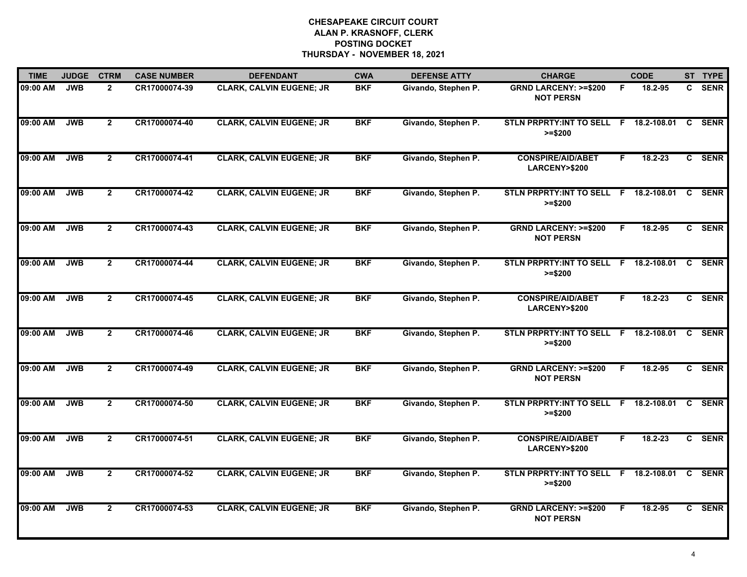# CHESAPEAKE CIRCUIT COURT
## ALAN P. KRASNOFF, CLERK
## POSTING DOCKET
## THURSDAY - NOVEMBER 18, 2021

| TIME | JUDGE | CTRM | CASE NUMBER | DEFENDANT | CWA | DEFENSE ATTY | CHARGE | | CODE | ST | TYPE |
|---|---|---|---|---|---|---|---|---|---|---|---|
| 09:00 AM | JWB | 2 | CR17000074-39 | CLARK, CALVIN EUGENE; JR | BKF | Givando, Stephen P. | GRND LARCENY: >=$200 NOT PERSN | F | 18.2-95 | C | SENR |
| 09:00 AM | JWB | 2 | CR17000074-40 | CLARK, CALVIN EUGENE; JR | BKF | Givando, Stephen P. | STLN PRPRTY:INT TO SELL >=$200 | F | 18.2-108.01 | C | SENR |
| 09:00 AM | JWB | 2 | CR17000074-41 | CLARK, CALVIN EUGENE; JR | BKF | Givando, Stephen P. | CONSPIRE/AID/ABET LARCENY>$200 | F | 18.2-23 | C | SENR |
| 09:00 AM | JWB | 2 | CR17000074-42 | CLARK, CALVIN EUGENE; JR | BKF | Givando, Stephen P. | STLN PRPRTY:INT TO SELL >=$200 | F | 18.2-108.01 | C | SENR |
| 09:00 AM | JWB | 2 | CR17000074-43 | CLARK, CALVIN EUGENE; JR | BKF | Givando, Stephen P. | GRND LARCENY: >=$200 NOT PERSN | F | 18.2-95 | C | SENR |
| 09:00 AM | JWB | 2 | CR17000074-44 | CLARK, CALVIN EUGENE; JR | BKF | Givando, Stephen P. | STLN PRPRTY:INT TO SELL >=$200 | F | 18.2-108.01 | C | SENR |
| 09:00 AM | JWB | 2 | CR17000074-45 | CLARK, CALVIN EUGENE; JR | BKF | Givando, Stephen P. | CONSPIRE/AID/ABET LARCENY>$200 | F | 18.2-23 | C | SENR |
| 09:00 AM | JWB | 2 | CR17000074-46 | CLARK, CALVIN EUGENE; JR | BKF | Givando, Stephen P. | STLN PRPRTY:INT TO SELL >=$200 | F | 18.2-108.01 | C | SENR |
| 09:00 AM | JWB | 2 | CR17000074-49 | CLARK, CALVIN EUGENE; JR | BKF | Givando, Stephen P. | GRND LARCENY: >=$200 NOT PERSN | F | 18.2-95 | C | SENR |
| 09:00 AM | JWB | 2 | CR17000074-50 | CLARK, CALVIN EUGENE; JR | BKF | Givando, Stephen P. | STLN PRPRTY:INT TO SELL >=$200 | F | 18.2-108.01 | C | SENR |
| 09:00 AM | JWB | 2 | CR17000074-51 | CLARK, CALVIN EUGENE; JR | BKF | Givando, Stephen P. | CONSPIRE/AID/ABET LARCENY>$200 | F | 18.2-23 | C | SENR |
| 09:00 AM | JWB | 2 | CR17000074-52 | CLARK, CALVIN EUGENE; JR | BKF | Givando, Stephen P. | STLN PRPRTY:INT TO SELL >=$200 | F | 18.2-108.01 | C | SENR |
| 09:00 AM | JWB | 2 | CR17000074-53 | CLARK, CALVIN EUGENE; JR | BKF | Givando, Stephen P. | GRND LARCENY: >=$200 NOT PERSN | F | 18.2-95 | C | SENR |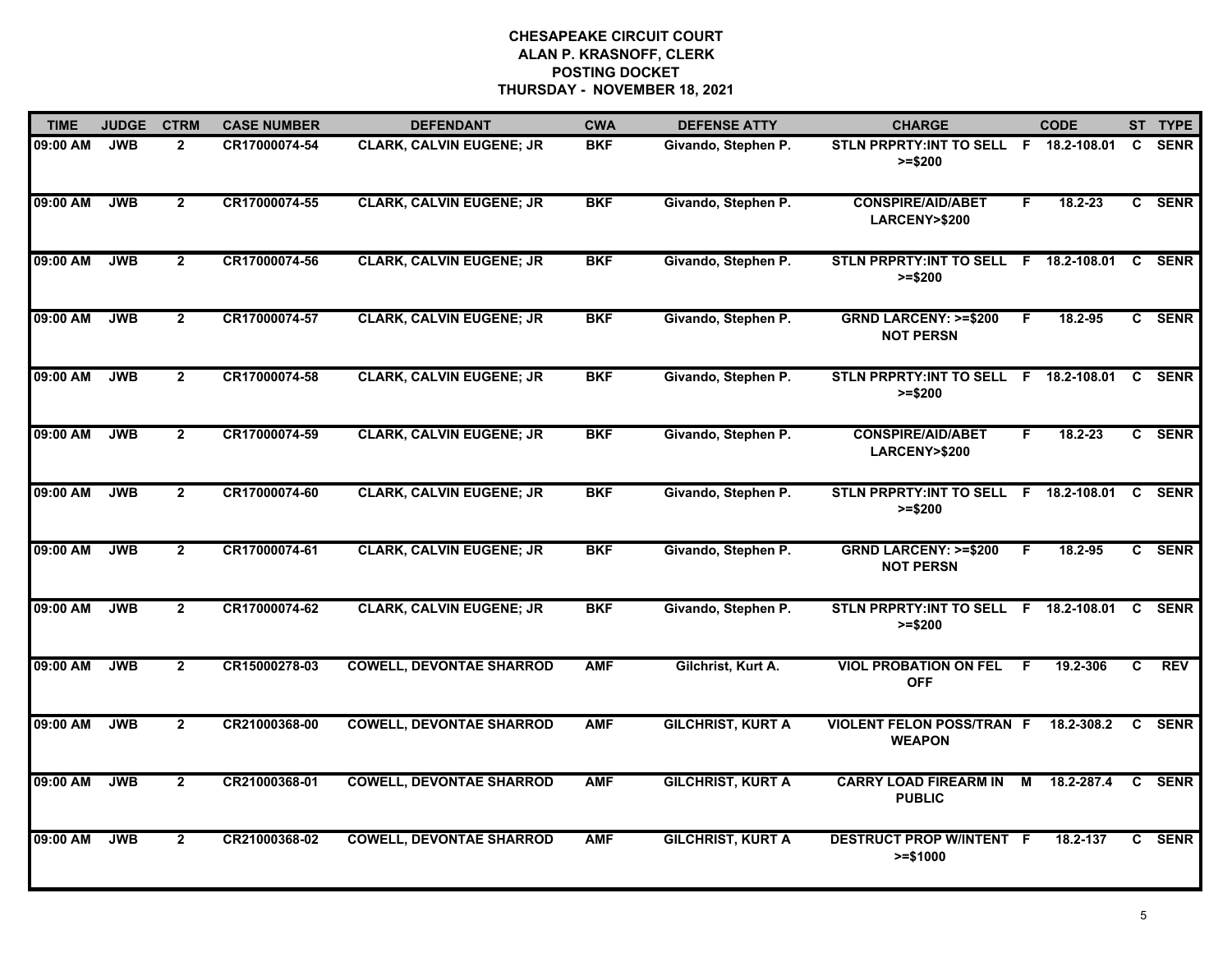# CHESAPEAKE CIRCUIT COURT
## ALAN P. KRASNOFF, CLERK
## POSTING DOCKET
## THURSDAY - NOVEMBER 18, 2021

| TIME | JUDGE | CTRM | CASE NUMBER | DEFENDANT | CWA | DEFENSE ATTY | CHARGE | | CODE | ST | TYPE |
|---|---|---|---|---|---|---|---|---|---|---|---|
| 09:00 AM | JWB | 2 | CR17000074-54 | CLARK, CALVIN EUGENE; JR | BKF | Givando, Stephen P. | STLN PRPRTY:INT TO SELL >=$200 | F | 18.2-108.01 | C | SENR |
| 09:00 AM | JWB | 2 | CR17000074-55 | CLARK, CALVIN EUGENE; JR | BKF | Givando, Stephen P. | CONSPIRE/AID/ABET LARCENY>$200 | F | 18.2-23 | C | SENR |
| 09:00 AM | JWB | 2 | CR17000074-56 | CLARK, CALVIN EUGENE; JR | BKF | Givando, Stephen P. | STLN PRPRTY:INT TO SELL >=$200 | F | 18.2-108.01 | C | SENR |
| 09:00 AM | JWB | 2 | CR17000074-57 | CLARK, CALVIN EUGENE; JR | BKF | Givando, Stephen P. | GRND LARCENY: >=$200 NOT PERSN | F | 18.2-95 | C | SENR |
| 09:00 AM | JWB | 2 | CR17000074-58 | CLARK, CALVIN EUGENE; JR | BKF | Givando, Stephen P. | STLN PRPRTY:INT TO SELL >=$200 | F | 18.2-108.01 | C | SENR |
| 09:00 AM | JWB | 2 | CR17000074-59 | CLARK, CALVIN EUGENE; JR | BKF | Givando, Stephen P. | CONSPIRE/AID/ABET LARCENY>$200 | F | 18.2-23 | C | SENR |
| 09:00 AM | JWB | 2 | CR17000074-60 | CLARK, CALVIN EUGENE; JR | BKF | Givando, Stephen P. | STLN PRPRTY:INT TO SELL >=$200 | F | 18.2-108.01 | C | SENR |
| 09:00 AM | JWB | 2 | CR17000074-61 | CLARK, CALVIN EUGENE; JR | BKF | Givando, Stephen P. | GRND LARCENY: >=$200 NOT PERSN | F | 18.2-95 | C | SENR |
| 09:00 AM | JWB | 2 | CR17000074-62 | CLARK, CALVIN EUGENE; JR | BKF | Givando, Stephen P. | STLN PRPRTY:INT TO SELL >=$200 | F | 18.2-108.01 | C | SENR |
| 09:00 AM | JWB | 2 | CR15000278-03 | COWELL, DEVONTAE SHARROD | AMF | Gilchrist, Kurt A. | VIOL PROBATION ON FEL OFF | F | 19.2-306 | C | REV |
| 09:00 AM | JWB | 2 | CR21000368-00 | COWELL, DEVONTAE SHARROD | AMF | GILCHRIST, KURT A | VIOLENT FELON POSS/TRAN WEAPON | F | 18.2-308.2 | C | SENR |
| 09:00 AM | JWB | 2 | CR21000368-01 | COWELL, DEVONTAE SHARROD | AMF | GILCHRIST, KURT A | CARRY LOAD FIREARM IN PUBLIC | M | 18.2-287.4 | C | SENR |
| 09:00 AM | JWB | 2 | CR21000368-02 | COWELL, DEVONTAE SHARROD | AMF | GILCHRIST, KURT A | DESTRUCT PROP W/INTENT >=$1000 | F | 18.2-137 | C | SENR |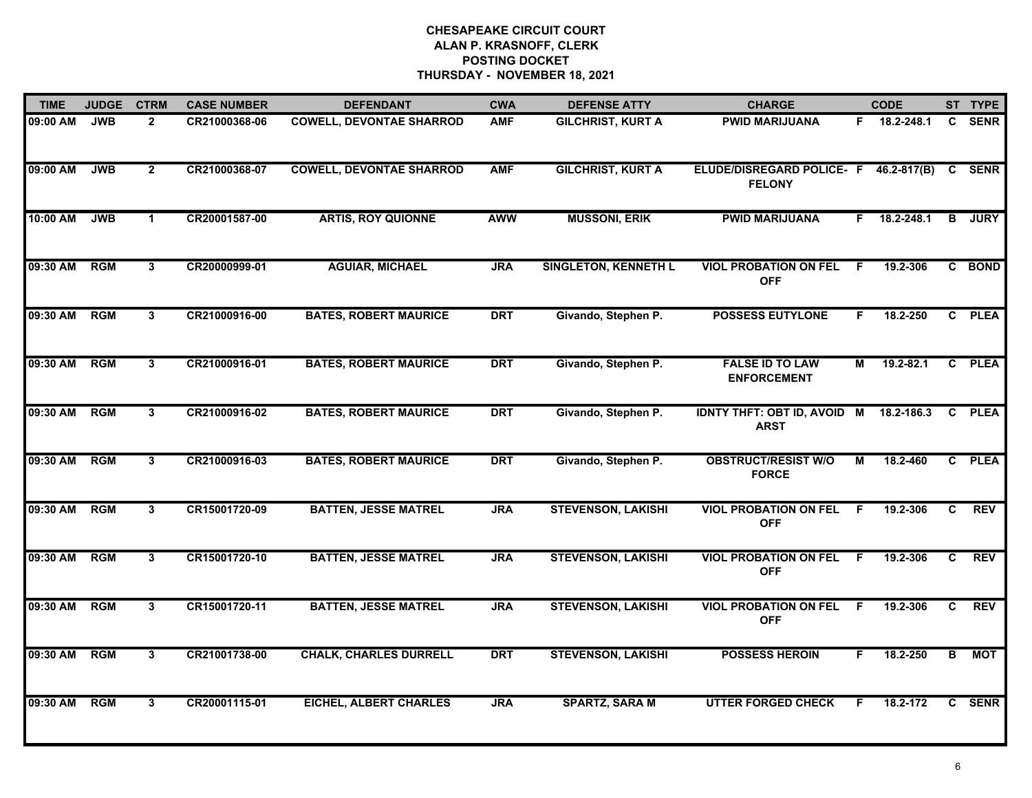# CHESAPEAKE CIRCUIT COURT
## ALAN P. KRASNOFF, CLERK
## POSTING DOCKET
## THURSDAY - NOVEMBER 18, 2021

| TIME | JUDGE | CTRM | CASE NUMBER | DEFENDANT | CWA | DEFENSE ATTY | CHARGE | | CODE | ST | TYPE |
|---|---|---|---|---|---|---|---|---|---|---|---|
| 09:00 AM | JWB | 2 | CR21000368-06 | COWELL, DEVONTAE SHARROD | AMF | GILCHRIST, KURT A | PWID MARIJUANA | F | 18.2-248.1 | C | SENR |
| 09:00 AM | JWB | 2 | CR21000368-07 | COWELL, DEVONTAE SHARROD | AMF | GILCHRIST, KURT A | ELUDE/DISREGARD POLICE- FELONY | F | 46.2-817(B) | C | SENR |
| 10:00 AM | JWB | 1 | CR20001587-00 | ARTIS, ROY QUIONNE | AWW | MUSSONI, ERIK | PWID MARIJUANA | F | 18.2-248.1 | B | JURY |
| 09:30 AM | RGM | 3 | CR20000999-01 | AGUIAR, MICHAEL | JRA | SINGLETON, KENNETH L | VIOL PROBATION ON FEL OFF | F | 19.2-306 | C | BOND |
| 09:30 AM | RGM | 3 | CR21000916-00 | BATES, ROBERT MAURICE | DRT | Givando, Stephen P. | POSSESS EUTYLONE | F | 18.2-250 | C | PLEA |
| 09:30 AM | RGM | 3 | CR21000916-01 | BATES, ROBERT MAURICE | DRT | Givando, Stephen P. | FALSE ID TO LAW ENFORCEMENT | M | 19.2-82.1 | C | PLEA |
| 09:30 AM | RGM | 3 | CR21000916-02 | BATES, ROBERT MAURICE | DRT | Givando, Stephen P. | IDNTY THFT: OBT ID, AVOID ARST | M | 18.2-186.3 | C | PLEA |
| 09:30 AM | RGM | 3 | CR21000916-03 | BATES, ROBERT MAURICE | DRT | Givando, Stephen P. | OBSTRUCT/RESIST W/O FORCE | M | 18.2-460 | C | PLEA |
| 09:30 AM | RGM | 3 | CR15001720-09 | BATTEN, JESSE MATREL | JRA | STEVENSON, LAKISHI | VIOL PROBATION ON FEL OFF | F | 19.2-306 | C | REV |
| 09:30 AM | RGM | 3 | CR15001720-10 | BATTEN, JESSE MATREL | JRA | STEVENSON, LAKISHI | VIOL PROBATION ON FEL OFF | F | 19.2-306 | C | REV |
| 09:30 AM | RGM | 3 | CR15001720-11 | BATTEN, JESSE MATREL | JRA | STEVENSON, LAKISHI | VIOL PROBATION ON FEL OFF | F | 19.2-306 | C | REV |
| 09:30 AM | RGM | 3 | CR21001738-00 | CHALK, CHARLES DURRELL | DRT | STEVENSON, LAKISHI | POSSESS HEROIN | F | 18.2-250 | B | MOT |
| 09:30 AM | RGM | 3 | CR20001115-01 | EICHEL, ALBERT CHARLES | JRA | SPARTZ, SARA M | UTTER FORGED CHECK | F | 18.2-172 | C | SENR |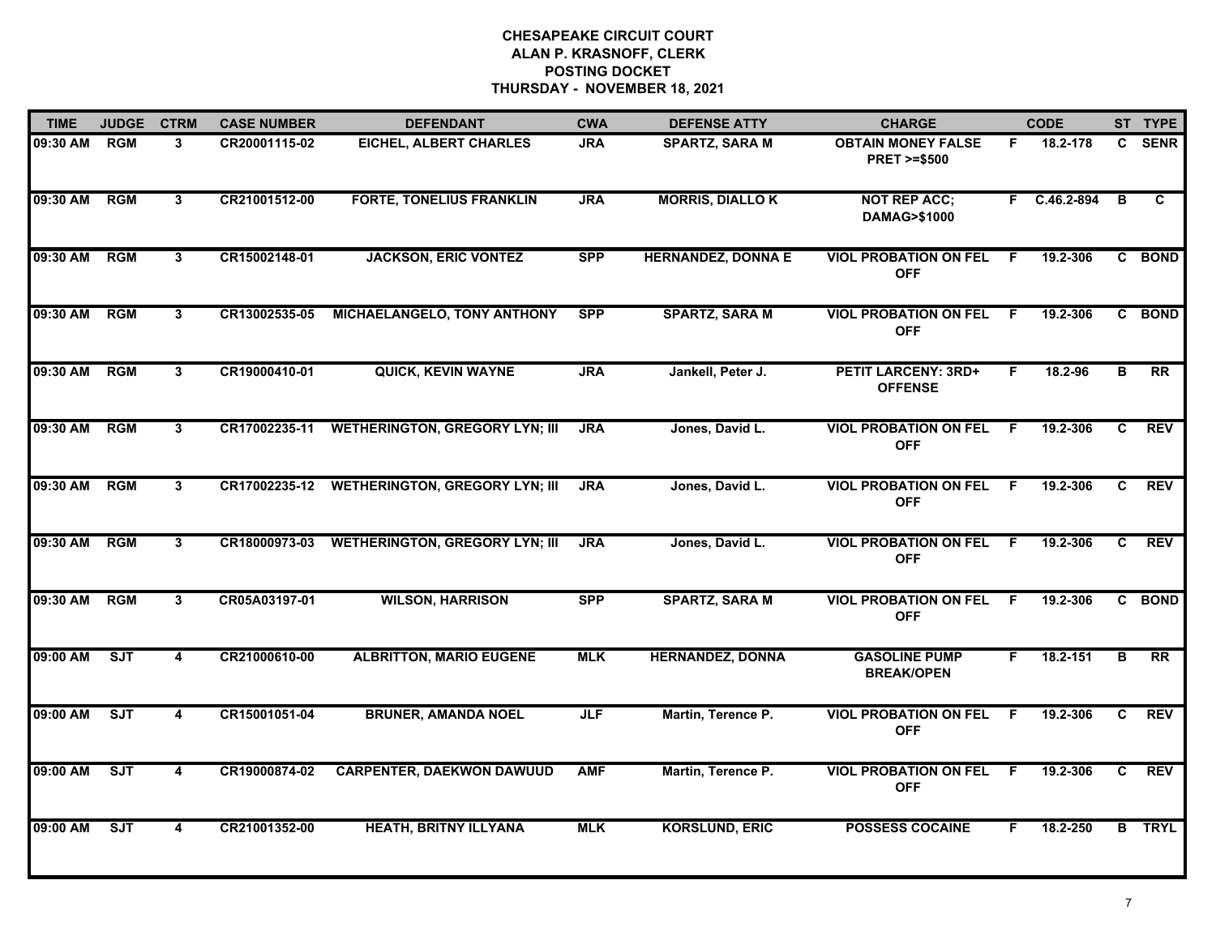**CHESAPEAKE CIRCUIT COURT**
**ALAN P. KRASNOFF, CLERK**
**POSTING DOCKET**
**THURSDAY - NOVEMBER 18, 2021**

| TIME | JUDGE | CTRM | CASE NUMBER | DEFENDANT | CWA | DEFENSE ATTY | CHARGE | | CODE | ST | TYPE |
|---|---|---|---|---|---|---|---|---|---|---|---|
| 09:30 AM | RGM | 3 | CR20001115-02 | EICHEL, ALBERT CHARLES | JRA | SPARTZ, SARA M | OBTAIN MONEY FALSE PRET >=$500 | F | 18.2-178 | C | SENR |
| 09:30 AM | RGM | 3 | CR21001512-00 | FORTE, TONELIUS FRANKLIN | JRA | MORRIS, DIALLO K | NOT REP ACC; DAMAG>$1000 | F | C.46.2-894 | B | C |
| 09:30 AM | RGM | 3 | CR15002148-01 | JACKSON, ERIC VONTEZ | SPP | HERNANDEZ, DONNA E | VIOL PROBATION ON FEL OFF | F | 19.2-306 | C | BOND |
| 09:30 AM | RGM | 3 | CR13002535-05 | MICHAELANGELO, TONY ANTHONY | SPP | SPARTZ, SARA M | VIOL PROBATION ON FEL OFF | F | 19.2-306 | C | BOND |
| 09:30 AM | RGM | 3 | CR19000410-01 | QUICK, KEVIN WAYNE | JRA | Jankell, Peter J. | PETIT LARCENY: 3RD+ OFFENSE | F | 18.2-96 | B | RR |
| 09:30 AM | RGM | 3 | CR17002235-11 | WETHERINGTON, GREGORY LYN; III | JRA | Jones, David L. | VIOL PROBATION ON FEL OFF | F | 19.2-306 | C | REV |
| 09:30 AM | RGM | 3 | CR17002235-12 | WETHERINGTON, GREGORY LYN; III | JRA | Jones, David L. | VIOL PROBATION ON FEL OFF | F | 19.2-306 | C | REV |
| 09:30 AM | RGM | 3 | CR18000973-03 | WETHERINGTON, GREGORY LYN; III | JRA | Jones, David L. | VIOL PROBATION ON FEL OFF | F | 19.2-306 | C | REV |
| 09:30 AM | RGM | 3 | CR05A03197-01 | WILSON, HARRISON | SPP | SPARTZ, SARA M | VIOL PROBATION ON FEL OFF | F | 19.2-306 | C | BOND |
| 09:00 AM | SJT | 4 | CR21000610-00 | ALBRITTON, MARIO EUGENE | MLK | HERNANDEZ, DONNA | GASOLINE PUMP BREAK/OPEN | F | 18.2-151 | B | RR |
| 09:00 AM | SJT | 4 | CR15001051-04 | BRUNER, AMANDA NOEL | JLF | Martin, Terence P. | VIOL PROBATION ON FEL OFF | F | 19.2-306 | C | REV |
| 09:00 AM | SJT | 4 | CR19000874-02 | CARPENTER, DAEKWON DAWUUD | AMF | Martin, Terence P. | VIOL PROBATION ON FEL OFF | F | 19.2-306 | C | REV |
| 09:00 AM | SJT | 4 | CR21001352-00 | HEATH, BRITNY ILLYANA | MLK | KORSLUND, ERIC | POSSESS COCAINE | F | 18.2-250 | B | TRYL |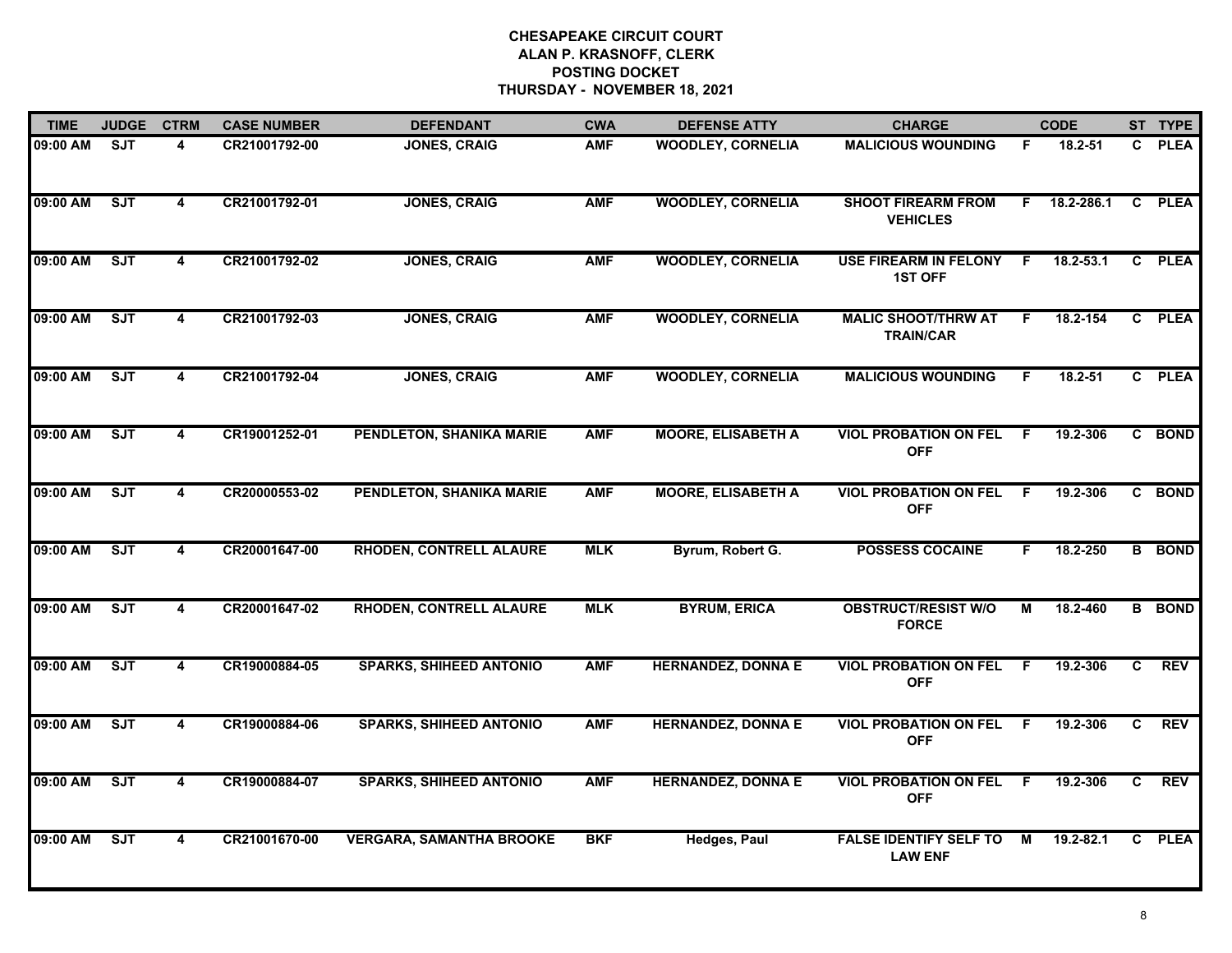# CHESAPEAKE CIRCUIT COURT
## ALAN P. KRASNOFF, CLERK
## POSTING DOCKET
## THURSDAY - NOVEMBER 18, 2021

| TIME | JUDGE | CTRM | CASE NUMBER | DEFENDANT | CWA | DEFENSE ATTY | CHARGE | | CODE | ST | TYPE |
|---|---|---|---|---|---|---|---|---|---|---|---|
| 09:00 AM | SJT | 4 | CR21001792-00 | JONES, CRAIG | AMF | WOODLEY, CORNELIA | MALICIOUS WOUNDING | F | 18.2-51 | C | PLEA |
| 09:00 AM | SJT | 4 | CR21001792-01 | JONES, CRAIG | AMF | WOODLEY, CORNELIA | SHOOT FIREARM FROM VEHICLES | F | 18.2-286.1 | C | PLEA |
| 09:00 AM | SJT | 4 | CR21001792-02 | JONES, CRAIG | AMF | WOODLEY, CORNELIA | USE FIREARM IN FELONY 1ST OFF | F | 18.2-53.1 | C | PLEA |
| 09:00 AM | SJT | 4 | CR21001792-03 | JONES, CRAIG | AMF | WOODLEY, CORNELIA | MALIC SHOOT/THRW AT TRAIN/CAR | F | 18.2-154 | C | PLEA |
| 09:00 AM | SJT | 4 | CR21001792-04 | JONES, CRAIG | AMF | WOODLEY, CORNELIA | MALICIOUS WOUNDING | F | 18.2-51 | C | PLEA |
| 09:00 AM | SJT | 4 | CR19001252-01 | PENDLETON, SHANIKA MARIE | AMF | MOORE, ELISABETH A | VIOL PROBATION ON FEL OFF | F | 19.2-306 | C | BOND |
| 09:00 AM | SJT | 4 | CR20000553-02 | PENDLETON, SHANIKA MARIE | AMF | MOORE, ELISABETH A | VIOL PROBATION ON FEL OFF | F | 19.2-306 | C | BOND |
| 09:00 AM | SJT | 4 | CR20001647-00 | RHODEN, CONTRELL ALAURE | MLK | Byrum, Robert G. | POSSESS COCAINE | F | 18.2-250 | B | BOND |
| 09:00 AM | SJT | 4 | CR20001647-02 | RHODEN, CONTRELL ALAURE | MLK | BYRUM, ERICA | OBSTRUCT/RESIST W/O FORCE | M | 18.2-460 | B | BOND |
| 09:00 AM | SJT | 4 | CR19000884-05 | SPARKS, SHIHEED ANTONIO | AMF | HERNANDEZ, DONNA E | VIOL PROBATION ON FEL OFF | F | 19.2-306 | C | REV |
| 09:00 AM | SJT | 4 | CR19000884-06 | SPARKS, SHIHEED ANTONIO | AMF | HERNANDEZ, DONNA E | VIOL PROBATION ON FEL OFF | F | 19.2-306 | C | REV |
| 09:00 AM | SJT | 4 | CR19000884-07 | SPARKS, SHIHEED ANTONIO | AMF | HERNANDEZ, DONNA E | VIOL PROBATION ON FEL OFF | F | 19.2-306 | C | REV |
| 09:00 AM | SJT | 4 | CR21001670-00 | VERGARA, SAMANTHA BROOKE | BKF | Hedges, Paul | FALSE IDENTIFY SELF TO LAW ENF | M | 19.2-82.1 | C | PLEA |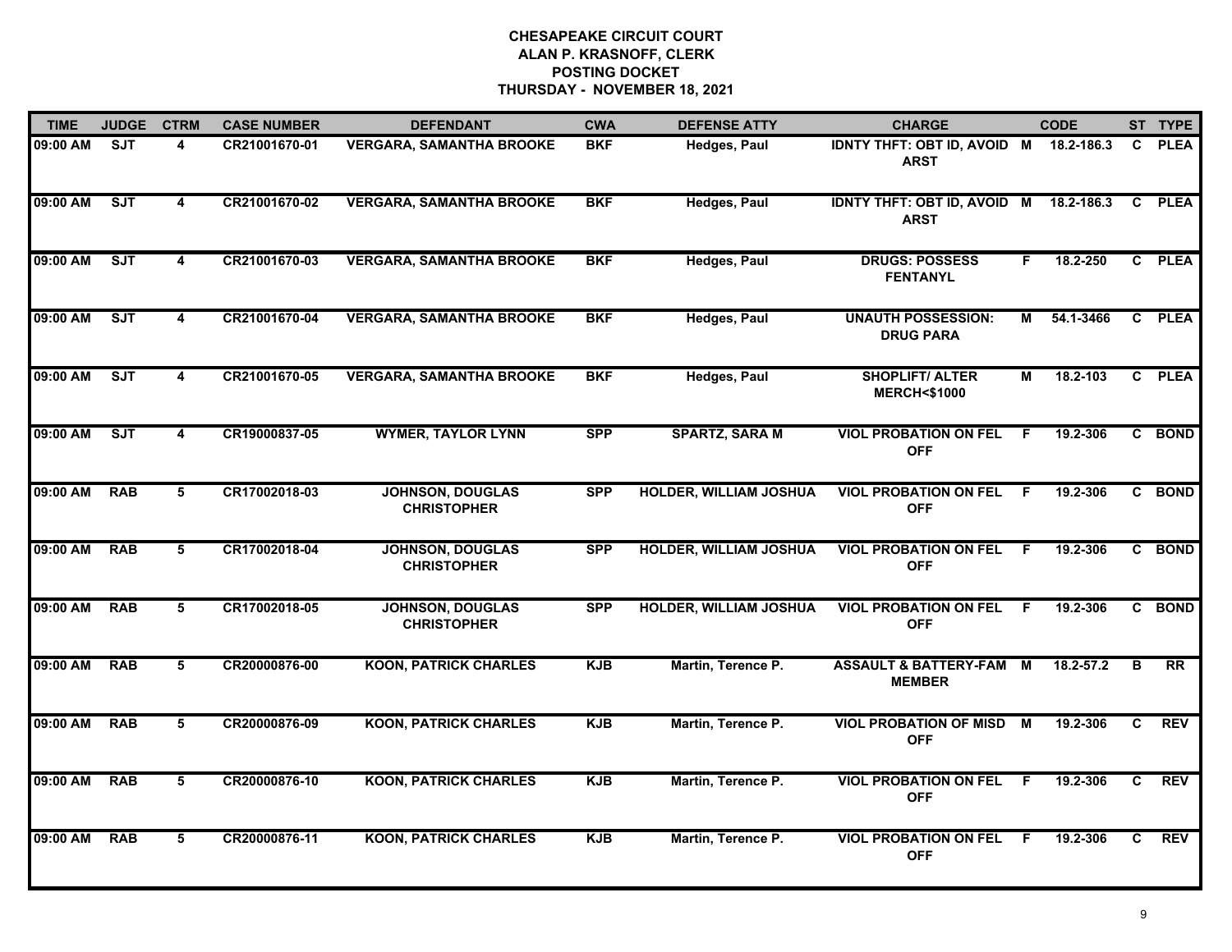**CHESAPEAKE CIRCUIT COURT**
**ALAN P. KRASNOFF, CLERK**
**POSTING DOCKET**
**THURSDAY - NOVEMBER 18, 2021**

| TIME | JUDGE | CTRM | CASE NUMBER | DEFENDANT | CWA | DEFENSE ATTY | CHARGE | | CODE | ST | TYPE |
|---|---|---|---|---|---|---|---|---|---|---|---|
| 09:00 AM | SJT | 4 | CR21001670-01 | VERGARA, SAMANTHA BROOKE | BKF | Hedges, Paul | IDNTY THFT: OBT ID, AVOID ARST | M | 18.2-186.3 | C | PLEA |
| 09:00 AM | SJT | 4 | CR21001670-02 | VERGARA, SAMANTHA BROOKE | BKF | Hedges, Paul | IDNTY THFT: OBT ID, AVOID ARST | M | 18.2-186.3 | C | PLEA |
| 09:00 AM | SJT | 4 | CR21001670-03 | VERGARA, SAMANTHA BROOKE | BKF | Hedges, Paul | DRUGS: POSSESS FENTANYL | F | 18.2-250 | C | PLEA |
| 09:00 AM | SJT | 4 | CR21001670-04 | VERGARA, SAMANTHA BROOKE | BKF | Hedges, Paul | UNAUTH POSSESSION: DRUG PARA | M | 54.1-3466 | C | PLEA |
| 09:00 AM | SJT | 4 | CR21001670-05 | VERGARA, SAMANTHA BROOKE | BKF | Hedges, Paul | SHOPLIFT/ ALTER MERCH<$1000 | M | 18.2-103 | C | PLEA |
| 09:00 AM | SJT | 4 | CR19000837-05 | WYMER, TAYLOR LYNN | SPP | SPARTZ, SARA M | VIOL PROBATION ON FEL OFF | F | 19.2-306 | C | BOND |
| 09:00 AM | RAB | 5 | CR17002018-03 | JOHNSON, DOUGLAS CHRISTOPHER | SPP | HOLDER, WILLIAM JOSHUA | VIOL PROBATION ON FEL OFF | F | 19.2-306 | C | BOND |
| 09:00 AM | RAB | 5 | CR17002018-04 | JOHNSON, DOUGLAS CHRISTOPHER | SPP | HOLDER, WILLIAM JOSHUA | VIOL PROBATION ON FEL OFF | F | 19.2-306 | C | BOND |
| 09:00 AM | RAB | 5 | CR17002018-05 | JOHNSON, DOUGLAS CHRISTOPHER | SPP | HOLDER, WILLIAM JOSHUA | VIOL PROBATION ON FEL OFF | F | 19.2-306 | C | BOND |
| 09:00 AM | RAB | 5 | CR20000876-00 | KOON, PATRICK CHARLES | KJB | Martin, Terence P. | ASSAULT & BATTERY-FAM MEMBER | M | 18.2-57.2 | B | RR |
| 09:00 AM | RAB | 5 | CR20000876-09 | KOON, PATRICK CHARLES | KJB | Martin, Terence P. | VIOL PROBATION OF MISD OFF | M | 19.2-306 | C | REV |
| 09:00 AM | RAB | 5 | CR20000876-10 | KOON, PATRICK CHARLES | KJB | Martin, Terence P. | VIOL PROBATION ON FEL OFF | F | 19.2-306 | C | REV |
| 09:00 AM | RAB | 5 | CR20000876-11 | KOON, PATRICK CHARLES | KJB | Martin, Terence P. | VIOL PROBATION ON FEL OFF | F | 19.2-306 | C | REV |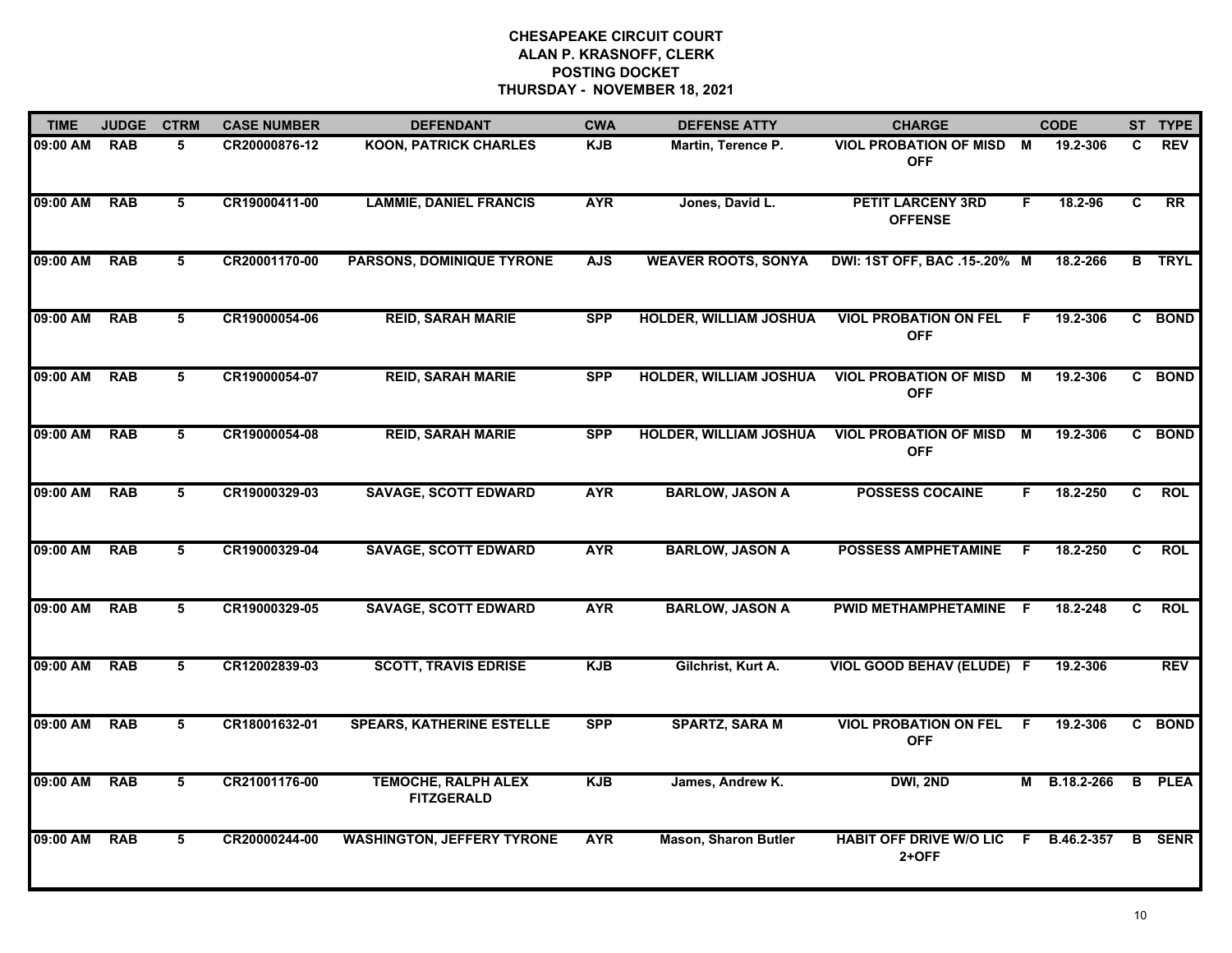# CHESAPEAKE CIRCUIT COURT
## ALAN P. KRASNOFF, CLERK
## POSTING DOCKET
## THURSDAY - NOVEMBER 18, 2021

| TIME | JUDGE | CTRM | CASE NUMBER | DEFENDANT | CWA | DEFENSE ATTY | CHARGE | | CODE | ST | TYPE |
|---|---|---|---|---|---|---|---|---|---|---|---|
| 09:00 AM | RAB | 5 | CR20000876-12 | KOON, PATRICK CHARLES | KJB | Martin, Terence P. | VIOL PROBATION OF MISD OFF | M | 19.2-306 | C | REV |
| 09:00 AM | RAB | 5 | CR19000411-00 | LAMMIE, DANIEL FRANCIS | AYR | Jones, David L. | PETIT LARCENY 3RD OFFENSE | F | 18.2-96 | C | RR |
| 09:00 AM | RAB | 5 | CR20001170-00 | PARSONS, DOMINIQUE TYRONE | AJS | WEAVER ROOTS, SONYA | DWI: 1ST OFF, BAC .15-.20% | M | 18.2-266 | B | TRYL |
| 09:00 AM | RAB | 5 | CR19000054-06 | REID, SARAH MARIE | SPP | HOLDER, WILLIAM JOSHUA | VIOL PROBATION ON FEL OFF | F | 19.2-306 | C | BOND |
| 09:00 AM | RAB | 5 | CR19000054-07 | REID, SARAH MARIE | SPP | HOLDER, WILLIAM JOSHUA | VIOL PROBATION OF MISD OFF | M | 19.2-306 | C | BOND |
| 09:00 AM | RAB | 5 | CR19000054-08 | REID, SARAH MARIE | SPP | HOLDER, WILLIAM JOSHUA | VIOL PROBATION OF MISD OFF | M | 19.2-306 | C | BOND |
| 09:00 AM | RAB | 5 | CR19000329-03 | SAVAGE, SCOTT EDWARD | AYR | BARLOW, JASON A | POSSESS COCAINE | F | 18.2-250 | C | ROL |
| 09:00 AM | RAB | 5 | CR19000329-04 | SAVAGE, SCOTT EDWARD | AYR | BARLOW, JASON A | POSSESS AMPHETAMINE | F | 18.2-250 | C | ROL |
| 09:00 AM | RAB | 5 | CR19000329-05 | SAVAGE, SCOTT EDWARD | AYR | BARLOW, JASON A | PWID METHAMPHETAMINE | F | 18.2-248 | C | ROL |
| 09:00 AM | RAB | 5 | CR12002839-03 | SCOTT, TRAVIS EDRISE | KJB | Gilchrist, Kurt A. | VIOL GOOD BEHAV (ELUDE) | F | 19.2-306 | | REV |
| 09:00 AM | RAB | 5 | CR18001632-01 | SPEARS, KATHERINE ESTELLE | SPP | SPARTZ, SARA M | VIOL PROBATION ON FEL OFF | F | 19.2-306 | C | BOND |
| 09:00 AM | RAB | 5 | CR21001176-00 | TEMOCHE, RALPH ALEX FITZGERALD | KJB | James, Andrew K. | DWI, 2ND | M | B.18.2-266 | B | PLEA |
| 09:00 AM | RAB | 5 | CR20000244-00 | WASHINGTON, JEFFERY TYRONE | AYR | Mason, Sharon Butler | HABIT OFF DRIVE W/O LIC 2+OFF | F | B.46.2-357 | B | SENR |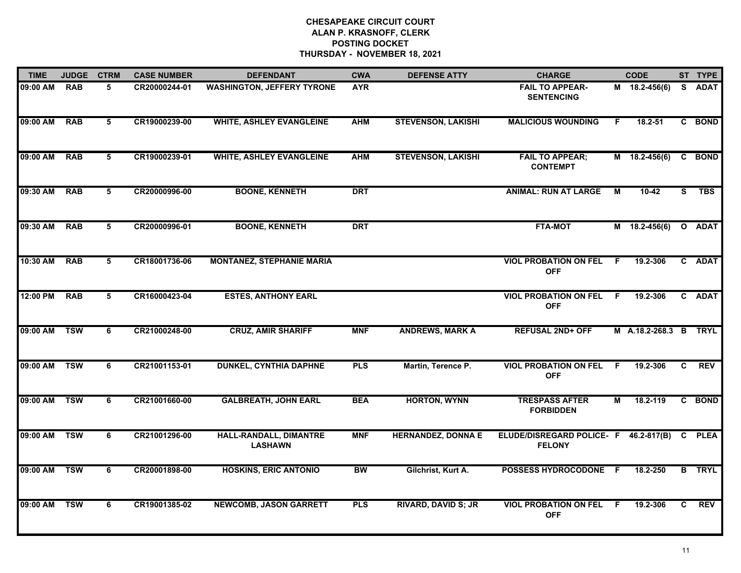**CHESAPEAKE CIRCUIT COURT**
**ALAN P. KRASNOFF, CLERK**
**POSTING DOCKET**
**THURSDAY - NOVEMBER 18, 2021**

| TIME | JUDGE | CTRM | CASE NUMBER | DEFENDANT | CWA | DEFENSE ATTY | CHARGE | | CODE | ST | TYPE |
|---|---|---|---|---|---|---|---|---|---|---|---|
| 09:00 AM | RAB | 5 | CR20000244-01 | WASHINGTON, JEFFERY TYRONE | AYR | | FAIL TO APPEAR-SENTENCING | M | 18.2-456(6) | S | ADAT |
| 09:00 AM | RAB | 5 | CR19000239-00 | WHITE, ASHLEY EVANGLEINE | AHM | STEVENSON, LAKISHI | MALICIOUS WOUNDING | F | 18.2-51 | C | BOND |
| 09:00 AM | RAB | 5 | CR19000239-01 | WHITE, ASHLEY EVANGLEINE | AHM | STEVENSON, LAKISHI | FAIL TO APPEAR; CONTEMPT | M | 18.2-456(6) | C | BOND |
| 09:30 AM | RAB | 5 | CR20000996-00 | BOONE, KENNETH | DRT | | ANIMAL: RUN AT LARGE | M | 10-42 | S | TBS |
| 09:30 AM | RAB | 5 | CR20000996-01 | BOONE, KENNETH | DRT | | FTA-MOT | M | 18.2-456(6) | O | ADAT |
| 10:30 AM | RAB | 5 | CR18001736-06 | MONTANEZ, STEPHANIE MARIA | | | VIOL PROBATION ON FEL OFF | F | 19.2-306 | C | ADAT |
| 12:00 PM | RAB | 5 | CR16000423-04 | ESTES, ANTHONY EARL | | | VIOL PROBATION ON FEL OFF | F | 19.2-306 | C | ADAT |
| 09:00 AM | TSW | 6 | CR21000248-00 | CRUZ, AMIR SHARIFF | MNF | ANDREWS, MARK A | REFUSAL 2ND+ OFF | M | A.18.2-268.3 | B | TRYL |
| 09:00 AM | TSW | 6 | CR21001153-01 | DUNKEL, CYNTHIA DAPHNE | PLS | Martin, Terence P. | VIOL PROBATION ON FEL OFF | F | 19.2-306 | C | REV |
| 09:00 AM | TSW | 6 | CR21001660-00 | GALBREATH, JOHN EARL | BEA | HORTON, WYNN | TRESPASS AFTER FORBIDDEN | M | 18.2-119 | C | BOND |
| 09:00 AM | TSW | 6 | CR21001296-00 | HALL-RANDALL, DIMANTRE LASHAWN | MNF | HERNANDEZ, DONNA E | ELUDE/DISREGARD POLICE-FELONY | F | 46.2-817(B) | C | PLEA |
| 09:00 AM | TSW | 6 | CR20001898-00 | HOSKINS, ERIC ANTONIO | BW | Gilchrist, Kurt A. | POSSESS HYDROCODONE | F | 18.2-250 | B | TRYL |
| 09:00 AM | TSW | 6 | CR19001385-02 | NEWCOMB, JASON GARRETT | PLS | RIVARD, DAVID S; JR | VIOL PROBATION ON FEL OFF | F | 19.2-306 | C | REV |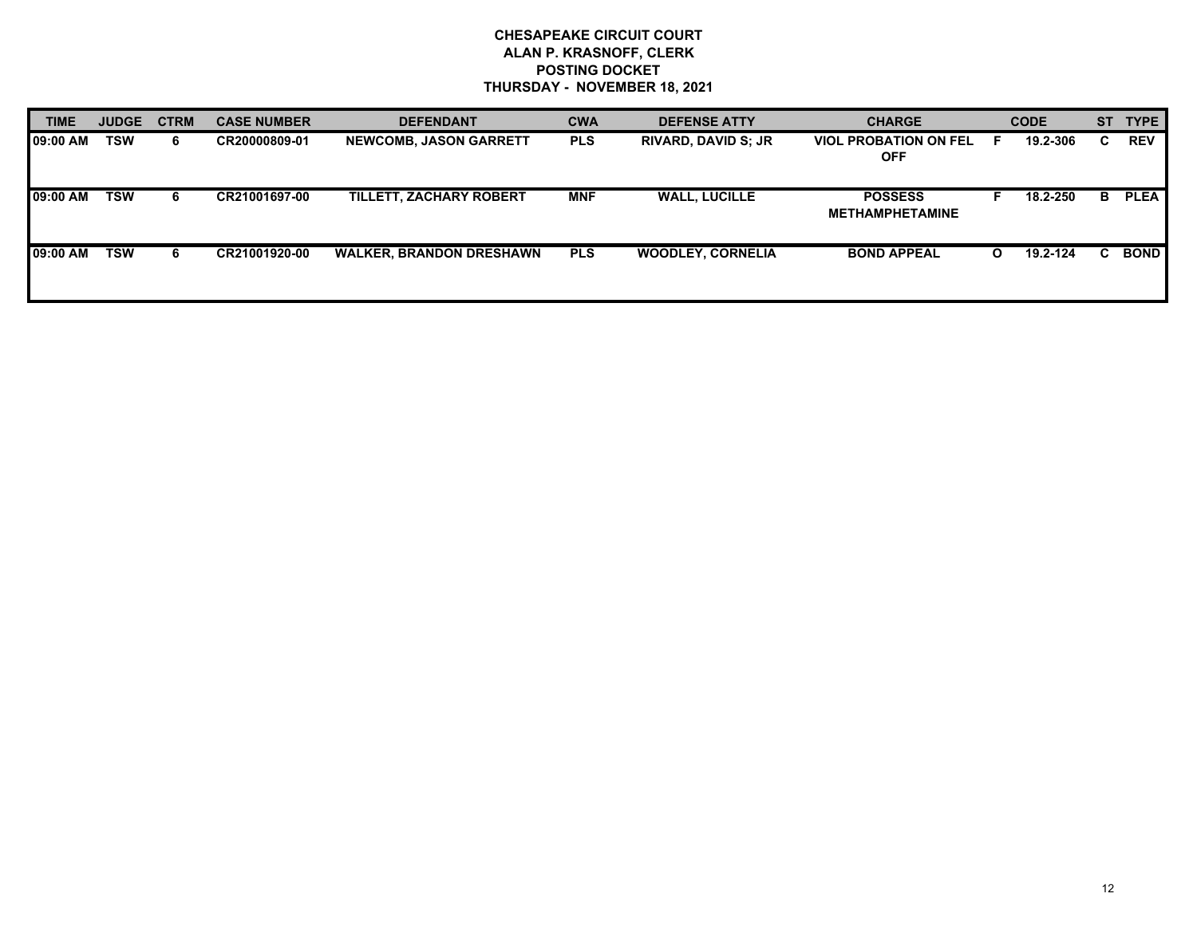**CHESAPEAKE CIRCUIT COURT**
**ALAN P. KRASNOFF, CLERK**
**POSTING DOCKET**
**THURSDAY - NOVEMBER 18, 2021**

| TIME | JUDGE | CTRM | CASE NUMBER | DEFENDANT | CWA | DEFENSE ATTY | CHARGE | | CODE | ST | TYPE |
|---|---|---|---|---|---|---|---|---|---|---|---|
| 09:00 AM | TSW | 6 | CR20000809-01 | NEWCOMB, JASON GARRETT | PLS | RIVARD, DAVID S; JR | VIOL PROBATION ON FEL OFF | F | 19.2-306 | C | REV |
| 09:00 AM | TSW | 6 | CR21001697-00 | TILLETT, ZACHARY ROBERT | MNF | WALL, LUCILLE | POSSESS METHAMPHETAMINE | F | 18.2-250 | B | PLEA |
| 09:00 AM | TSW | 6 | CR21001920-00 | WALKER, BRANDON DRESHAWN | PLS | WOODLEY, CORNELIA | BOND APPEAL | O | 19.2-124 | C | BOND |